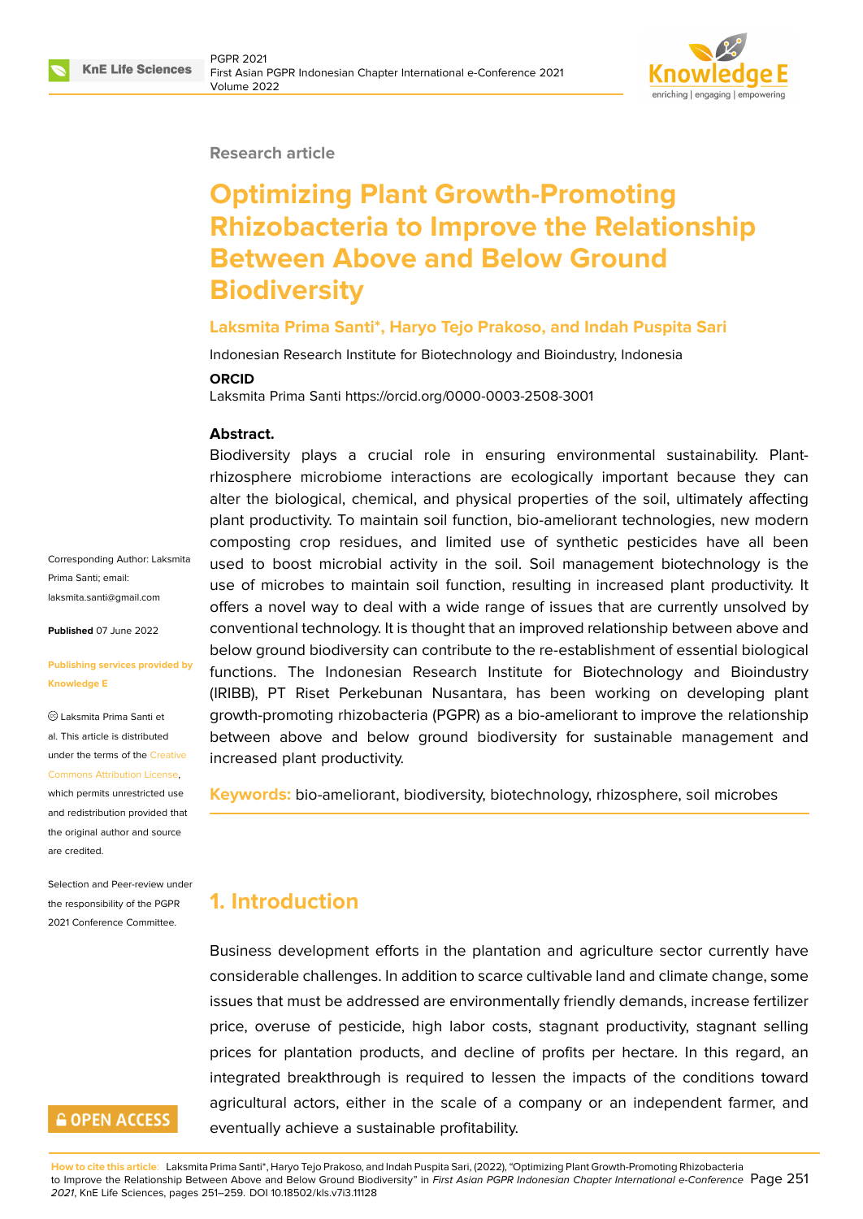Research article

# Optimizing Plant Growth-Promoting Rhizobacteria to Improve the Relationship Between Above and Below Ground Biodiversity

**Laksmita Prima Santi*, Haryo Tejo Prakoso, and Indah Puspita Sari**

Indonesian Research Institute for Biotechnology and Bioindustry, Indonesia

**ORCID**

Laksmita Prima Santi https://orcid.org/0000-0003-2508-3001

**Abstract.**

Biodiversity plays a crucial role in ensuring environmental sustainability. Plant-rhizosphere microbiome interactions are ecologically important because they can alter the biological, chemical, and physical properties of the soil, ultimately affecting plant productivity. To maintain soil function, bio-ameliorant technologies, new modern composting crop residues, and limited use of synthetic pesticides have all been used to boost microbial activity in the soil. Soil management biotechnology is the use of microbes to maintain soil function, resulting in increased plant productivity. It offers a novel way to deal with a wide range of issues that are currently unsolved by conventional technology. It is thought that an improved relationship between above and below ground biodiversity can contribute to the re-establishment of essential biological functions. The Indonesian Research Institute for Biotechnology and Bioindustry (IRIBB), PT Riset Perkebunan Nusantara, has been working on developing plant growth-promoting rhizobacteria (PGPR) as a bio-ameliorant to improve the relationship between above and below ground biodiversity for sustainable management and increased plant productivity.

**Keywords:** bio-ameliorant, biodiversity, biotechnology, rhizosphere, soil microbes

Corresponding Author: Laksmita Prima Santi; email: laksmita.santi@gmail.com

**Published** 07 June 2022

**Publishing services provided by Knowledge E**

© Laksmita Prima Santi et al. This article is distributed under the terms of the Creative Commons Attribution License, which permits unrestricted use and redistribution provided that the original author and source are credited.

Selection and Peer-review under the responsibility of the PGPR 2021 Conference Committee.

## 1. Introduction

Business development efforts in the plantation and agriculture sector currently have considerable challenges. In addition to scarce cultivable land and climate change, some issues that must be addressed are environmentally friendly demands, increase fertilizer price, overuse of pesticide, high labor costs, stagnant productivity, stagnant selling prices for plantation products, and decline of profits per hectare. In this regard, an integrated breakthrough is required to lessen the impacts of the conditions toward agricultural actors, either in the scale of a company or an independent farmer, and eventually achieve a sustainable profitability.

**How to cite this article**: Laksmita Prima Santi*, Haryo Tejo Prakoso, and Indah Puspita Sari, (2022), "Optimizing Plant Growth-Promoting Rhizobacteria to Improve the Relationship Between Above and Below Ground Biodiversity" in *First Asian PGPR Indonesian Chapter International e-Conference 2021*, KnE Life Sciences, pages 251–259. DOI 10.18502/kls.v7i3.11128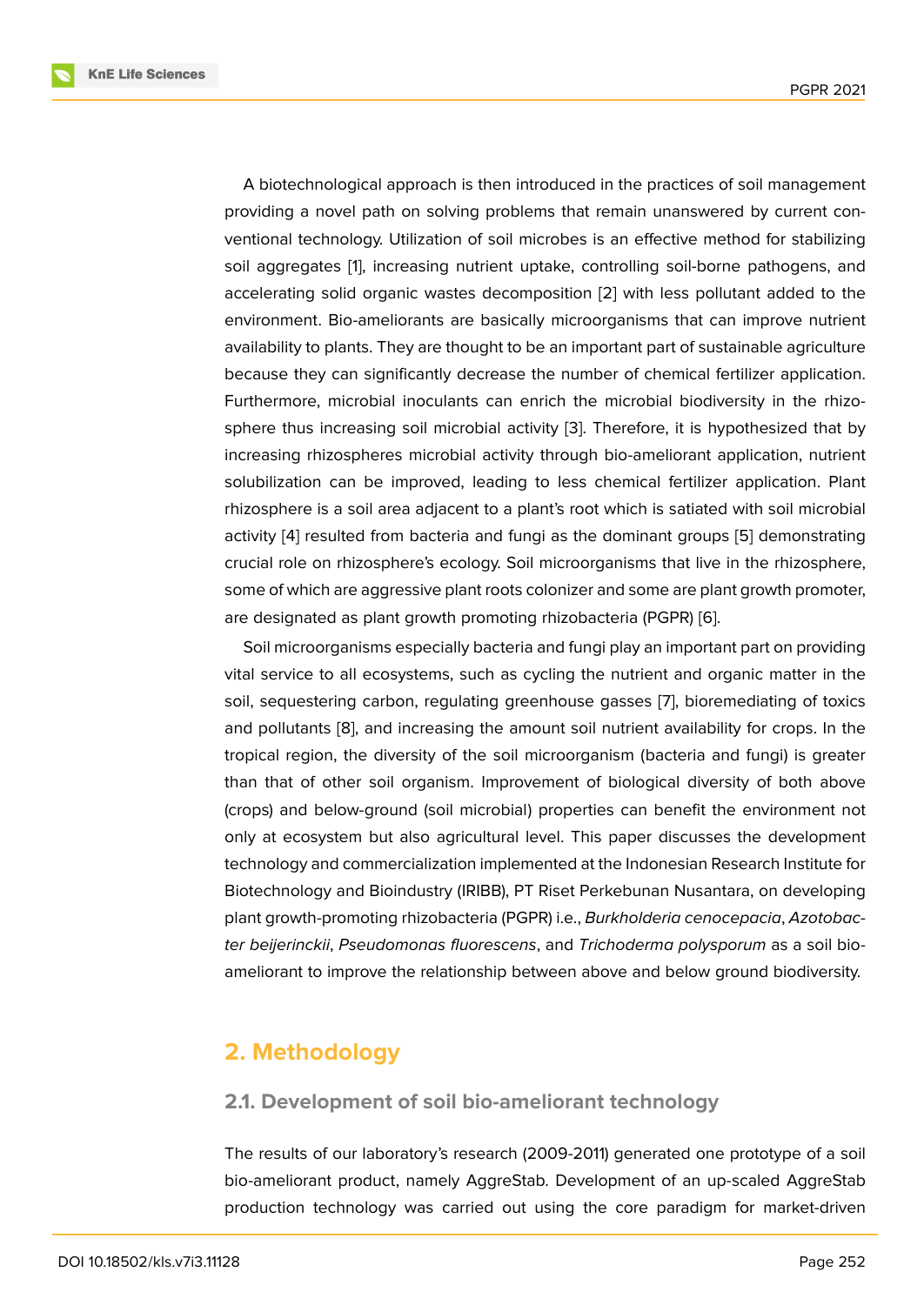A biotechnological approach is then introduced in the practices of soil management providing a novel path on solving problems that remain unanswered by current conventional technology. Utilization of soil microbes is an effective method for stabilizing soil aggregates [1], increasing nutrient uptake, controlling soil-borne pathogens, and accelerating solid organic wastes decomposition [2] with less pollutant added to the environment. Bio-ameliorants are basically microorganisms that can improve nutrient availability to plants. They are thought to be an important part of sustainable agriculture because they can significantly decrease the number of chemical fertilizer application. Furthermore, microbial inoculants can enrich the microbial biodiversity in the rhizosphere thus increasing soil microbial activity [3]. Therefore, it is hypothesized that by increasing rhizospheres microbial activity through bio-ameliorant application, nutrient solubilization can be improved, leading to less chemical fertilizer application. Plant rhizosphere is a soil area adjacent to a plant's root which is satiated with soil microbial activity [4] resulted from bacteria and fungi as the dominant groups [5] demonstrating crucial role on rhizosphere's ecology. Soil microorganisms that live in the rhizosphere, some of which are aggressive plant roots colonizer and some are plant growth promoter, are designated as plant growth promoting rhizobacteria (PGPR) [6].

Soil microorganisms especially bacteria and fungi play an important part on providing vital service to all ecosystems, such as cycling the nutrient and organic matter in the soil, sequestering carbon, regulating greenhouse gasses [7], bioremediating of toxics and pollutants [8], and increasing the amount soil nutrient availability for crops. In the tropical region, the diversity of the soil microorganism (bacteria and fungi) is greater than that of other soil organism. Improvement of biological diversity of both above (crops) and below-ground (soil microbial) properties can benefit the environment not only at ecosystem but also agricultural level. This paper discusses the development technology and commercialization implemented at the Indonesian Research Institute for Biotechnology and Bioindustry (IRIBB), PT Riset Perkebunan Nusantara, on developing plant growth-promoting rhizobacteria (PGPR) i.e., *Burkholderia cenocepacia*, *Azotobacter beijerinckii*, *Pseudomonas fluorescens*, and *Trichoderma polysporum* as a soil bio-ameliorant to improve the relationship between above and below ground biodiversity.

## 2. Methodology

### 2.1. Development of soil bio-ameliorant technology

The results of our laboratory's research (2009-2011) generated one prototype of a soil bio-ameliorant product, namely AggreStab. Development of an up-scaled AggreStab production technology was carried out using the core paradigm for market-driven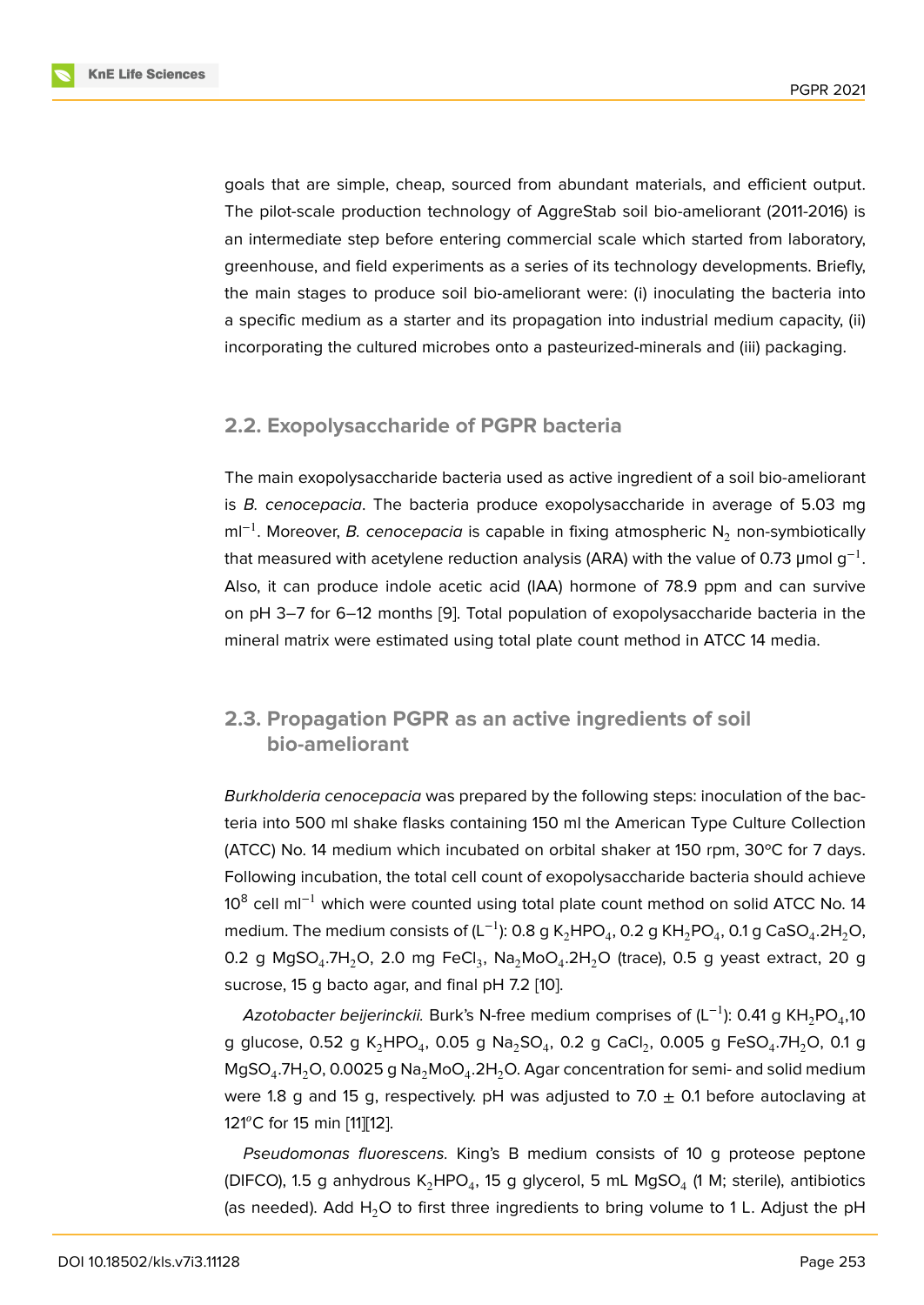goals that are simple, cheap, sourced from abundant materials, and efficient output. The pilot-scale production technology of AggreStab soil bio-ameliorant (2011-2016) is an intermediate step before entering commercial scale which started from laboratory, greenhouse, and field experiments as a series of its technology developments. Briefly, the main stages to produce soil bio-ameliorant were: (i) inoculating the bacteria into a specific medium as a starter and its propagation into industrial medium capacity, (ii) incorporating the cultured microbes onto a pasteurized-minerals and (iii) packaging.

## 2.2. Exopolysaccharide of PGPR bacteria

The main exopolysaccharide bacteria used as active ingredient of a soil bio-ameliorant is *B. cenocepacia*. The bacteria produce exopolysaccharide in average of 5.03 mg $ml^{-1}$. Moreover, *B. cenocepacia* is capable in fixing atmospheric $N_2$ non-symbiotically that measured with acetylene reduction analysis (ARA) with the value of 0.73 μmol $g^{-1}$. Also, it can produce indole acetic acid (IAA) hormone of 78.9 ppm and can survive on pH 3–7 for 6–12 months [9]. Total population of exopolysaccharide bacteria in the mineral matrix were estimated using total plate count method in ATCC 14 media.

## 2.3. Propagation PGPR as an active ingredients of soil bio-ameliorant

*Burkholderia cenocepacia* was prepared by the following steps: inoculation of the bacteria into 500 ml shake flasks containing 150 ml the American Type Culture Collection (ATCC) No. 14 medium which incubated on orbital shaker at 150 rpm, 30ºC for 7 days. Following incubation, the total cell count of exopolysaccharide bacteria should achieve $10^8$ cell $ml^{-1}$ which were counted using total plate count method on solid ATCC No. 14 medium. The medium consists of ($L^{-1}$): 0.8 g $K_2HPO_4$, 0.2 g $KH_2PO_4$, 0.1 g $CaSO_4.2H_2O$, 0.2 g $MgSO_4.7H_2O$, 2.0 mg $FeCl_3$, $Na_2MoO_4.2H_2O$ (trace), 0.5 g yeast extract, 20 g sucrose, 15 g bacto agar, and final pH 7.2 [10].

*Azotobacter beijerinckii.* Burk's N-free medium comprises of ($L^{-1}$): 0.41 g $KH_2PO_4$,10 g glucose, 0.52 g $K_2HPO_4$, 0.05 g $Na_2SO_4$, 0.2 g $CaCl_2$, 0.005 g $FeSO_4.7H_2O$, 0.1 g $MgSO_4.7H_2O$, 0.0025 g $Na_2MoO_4.2H_2O$. Agar concentration for semi- and solid medium were 1.8 g and 15 g, respectively. pH was adjusted to 7.0 ± 0.1 before autoclaving at 121ºC for 15 min [11][12].

*Pseudomonas fluorescens.* King's B medium consists of 10 g proteose peptone (DIFCO), 1.5 g anhydrous $K_2HPO_4$, 15 g glycerol, 5 mL $MgSO_4$ (1 M; sterile), antibiotics (as needed). Add $H_2O$ to first three ingredients to bring volume to 1 L. Adjust the pH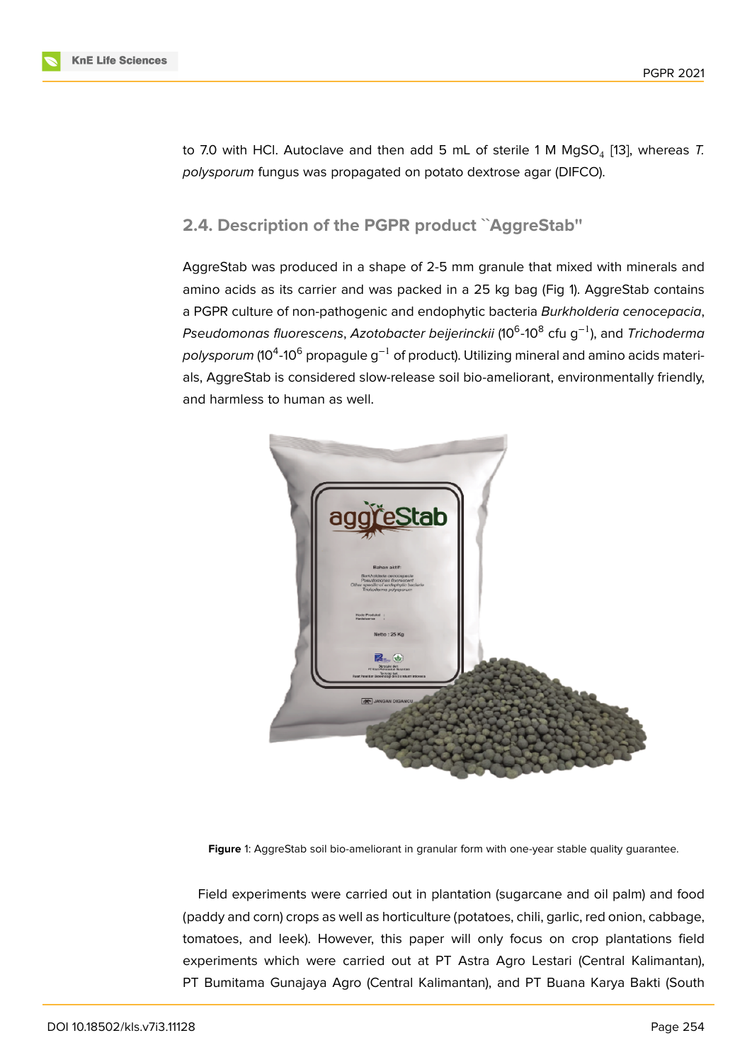to 7.0 with HCl. Autoclave and then add 5 mL of sterile 1 M $MgSO_4$ [13], whereas *T. polysporum* fungus was propagated on potato dextrose agar (DIFCO).

### 2.4. Description of the PGPR product ``AggreStab"

AggreStab was produced in a shape of 2-5 mm granule that mixed with minerals and amino acids as its carrier and was packed in a 25 kg bag (Fig 1). AggreStab contains a PGPR culture of non-pathogenic and endophytic bacteria *Burkholderia cenocepacia*, *Pseudomonas fluorescens*, *Azotobacter beijerinckii* ($10^6$-$10^8$ cfu $g^{-1}$), and *Trichoderma polysporum* ($10^4$-$10^6$ propagule $g^{-1}$ of product). Utilizing mineral and amino acids materials, AggreStab is considered slow-release soil bio-ameliorant, environmentally friendly, and harmless to human as well.

**Figure** 1: AggreStab soil bio-ameliorant in granular form with one-year stable quality guarantee.

Field experiments were carried out in plantation (sugarcane and oil palm) and food (paddy and corn) crops as well as horticulture (potatoes, chili, garlic, red onion, cabbage, tomatoes, and leek). However, this paper will only focus on crop plantations field experiments which were carried out at PT Astra Agro Lestari (Central Kalimantan), PT Bumitama Gunajaya Agro (Central Kalimantan), and PT Buana Karya Bakti (South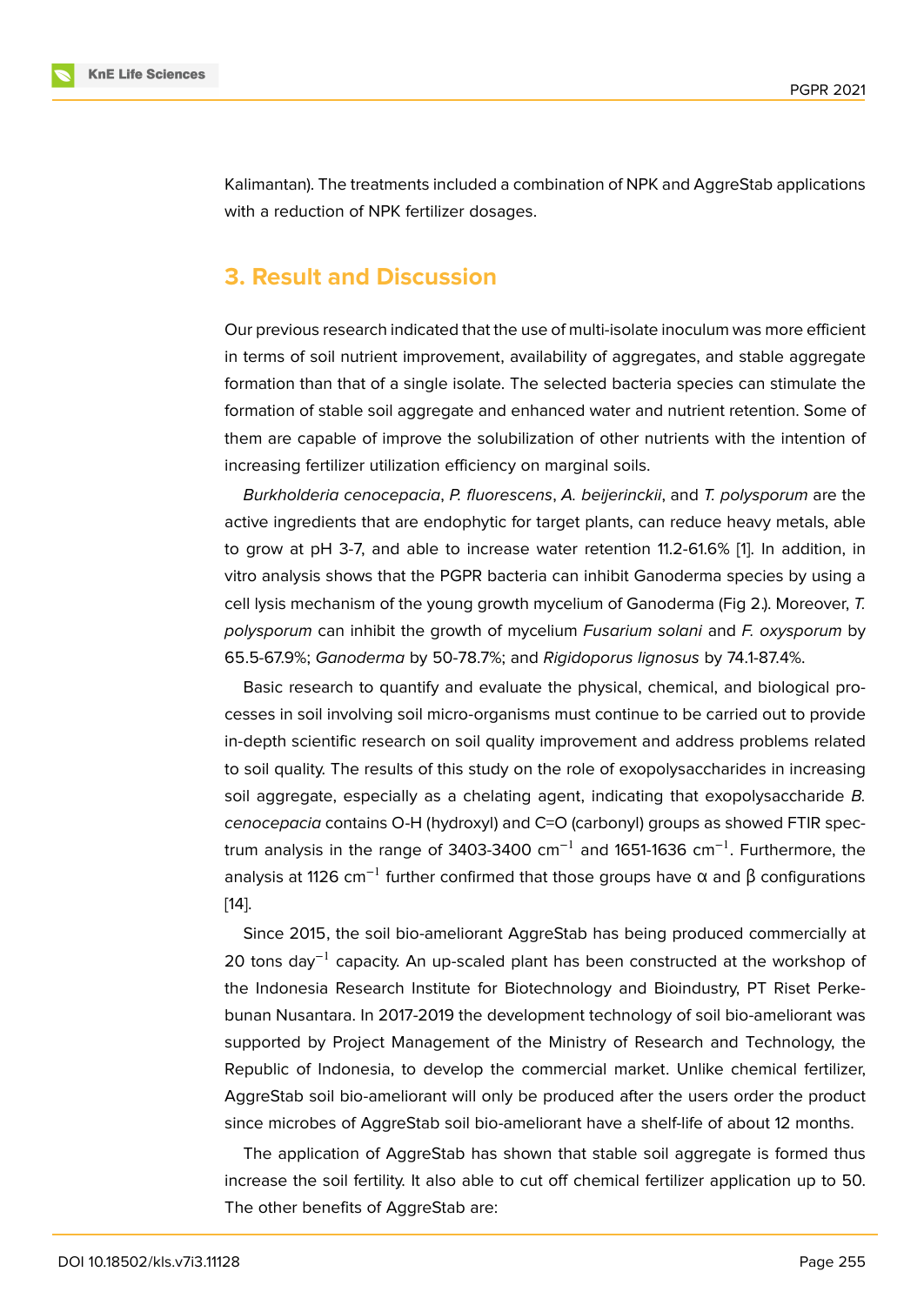Kalimantan). The treatments included a combination of NPK and AggreStab applications with a reduction of NPK fertilizer dosages.

## 3. Result and Discussion

Our previous research indicated that the use of multi-isolate inoculum was more efficient in terms of soil nutrient improvement, availability of aggregates, and stable aggregate formation than that of a single isolate. The selected bacteria species can stimulate the formation of stable soil aggregate and enhanced water and nutrient retention. Some of them are capable of improve the solubilization of other nutrients with the intention of increasing fertilizer utilization efficiency on marginal soils.

*Burkholderia cenocepacia*, *P. fluorescens*, *A. beijerinckii*, and *T. polysporum* are the active ingredients that are endophytic for target plants, can reduce heavy metals, able to grow at pH 3-7, and able to increase water retention 11.2-61.6% [1]. In addition, in vitro analysis shows that the PGPR bacteria can inhibit Ganoderma species by using a cell lysis mechanism of the young growth mycelium of Ganoderma (Fig 2.). Moreover, *T. polysporum* can inhibit the growth of mycelium *Fusarium solani* and *F. oxysporum* by 65.5-67.9%; *Ganoderma* by 50-78.7%; and *Rigidoporus lignosus* by 74.1-87.4%.

Basic research to quantify and evaluate the physical, chemical, and biological processes in soil involving soil micro-organisms must continue to be carried out to provide in-depth scientific research on soil quality improvement and address problems related to soil quality. The results of this study on the role of exopolysaccharides in increasing soil aggregate, especially as a chelating agent, indicating that exopolysaccharide *B. cenocepacia* contains O-H (hydroxyl) and C=O (carbonyl) groups as showed FTIR spectrum analysis in the range of 3403-3400 $cm^{-1}$ and 1651-1636 $cm^{-1}$. Furthermore, the analysis at 1126 $cm^{-1}$ further confirmed that those groups have α and β configurations [14].

Since 2015, the soil bio-ameliorant AggreStab has being produced commercially at 20 tons $day^{-1}$ capacity. An up-scaled plant has been constructed at the workshop of the Indonesia Research Institute for Biotechnology and Bioindustry, PT Riset Perkebunan Nusantara. In 2017-2019 the development technology of soil bio-ameliorant was supported by Project Management of the Ministry of Research and Technology, the Republic of Indonesia, to develop the commercial market. Unlike chemical fertilizer, AggreStab soil bio-ameliorant will only be produced after the users order the product since microbes of AggreStab soil bio-ameliorant have a shelf-life of about 12 months.

The application of AggreStab has shown that stable soil aggregate is formed thus increase the soil fertility. It also able to cut off chemical fertilizer application up to 50. The other benefits of AggreStab are: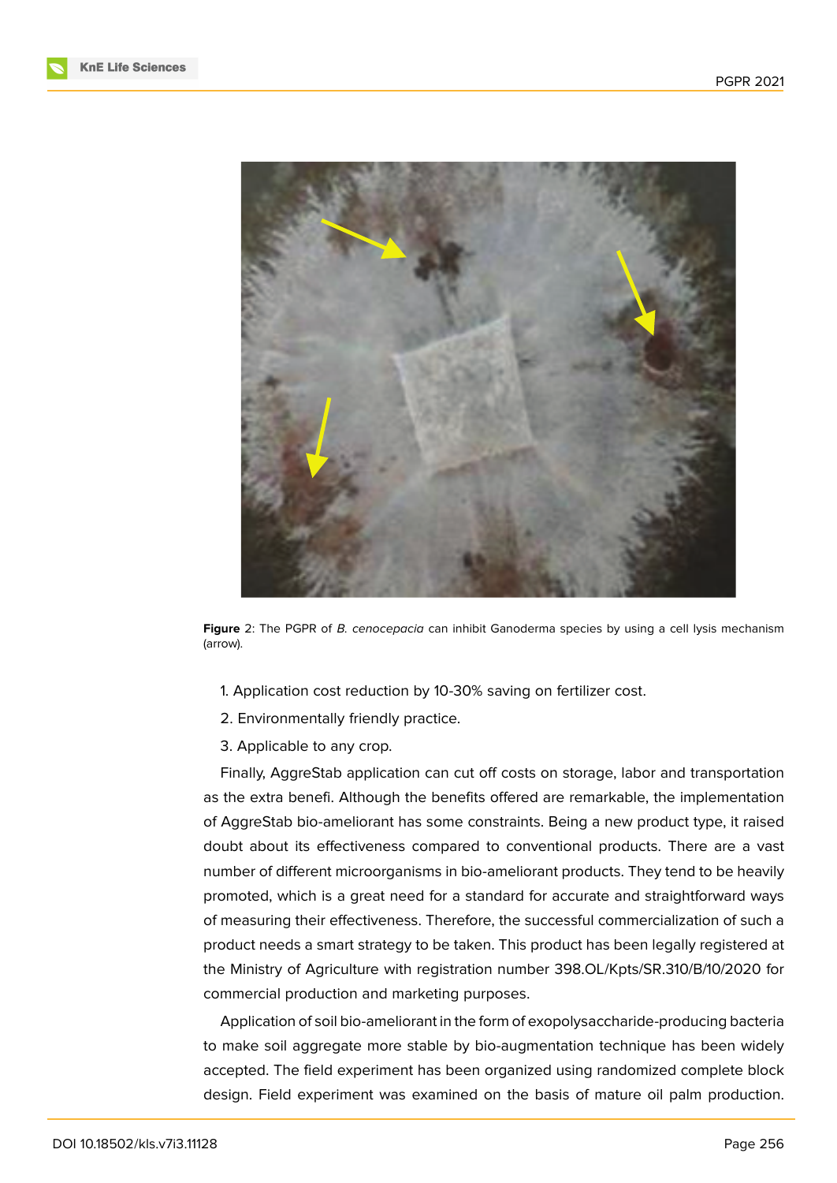**Figure** 2: The PGPR of *B. cenocepacia* can inhibit Ganoderma species by using a cell lysis mechanism (arrow).

1. Application cost reduction by 10-30% saving on fertilizer cost.
2. Environmentally friendly practice.
3. Applicable to any crop.

Finally, AggreStab application can cut off costs on storage, labor and transportation as the extra benefi. Although the benefits offered are remarkable, the implementation of AggreStab bio-ameliorant has some constraints. Being a new product type, it raised doubt about its effectiveness compared to conventional products. There are a vast number of different microorganisms in bio-ameliorant products. They tend to be heavily promoted, which is a great need for a standard for accurate and straightforward ways of measuring their effectiveness. Therefore, the successful commercialization of such a product needs a smart strategy to be taken. This product has been legally registered at the Ministry of Agriculture with registration number 398.OL/Kpts/SR.310/B/10/2020 for commercial production and marketing purposes.

Application of soil bio-ameliorant in the form of exopolysaccharide-producing bacteria to make soil aggregate more stable by bio-augmentation technique has been widely accepted. The field experiment has been organized using randomized complete block design. Field experiment was examined on the basis of mature oil palm production.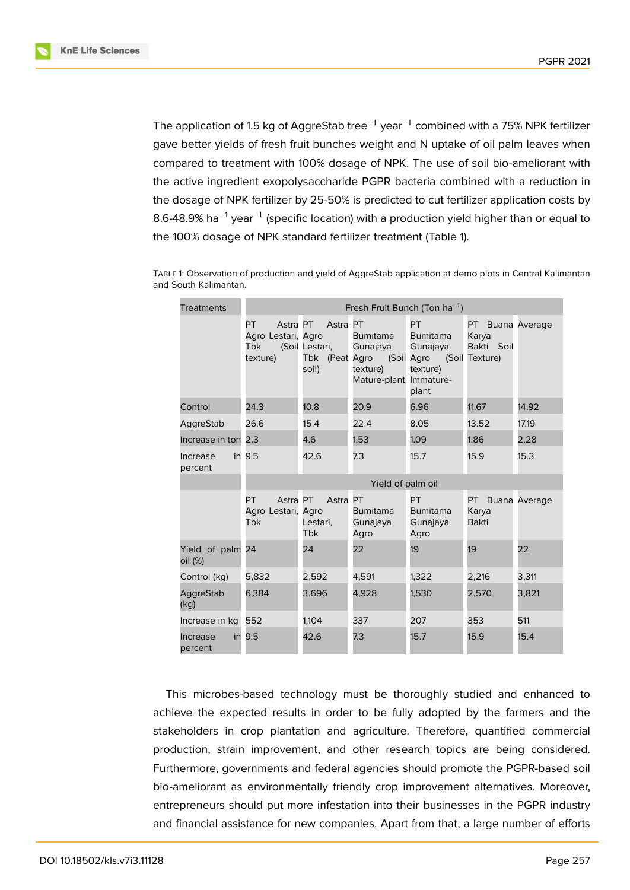The application of 1.5 kg of AggreStab tree$^{-1}$ year$^{-1}$ combined with a 75% NPK fertilizer gave better yields of fresh fruit bunches weight and N uptake of oil palm leaves when compared to treatment with 100% dosage of NPK. The use of soil bio-ameliorant with the active ingredient exopolysaccharide PGPR bacteria combined with a reduction in the dosage of NPK fertilizer by 25-50% is predicted to cut fertilizer application costs by 8.6-48.9% ha$^{-1}$ year$^{-1}$ (specific location) with a production yield higher than or equal to the 100% dosage of NPK standard fertilizer treatment (Table 1).

Table 1: Observation of production and yield of AggreStab application at demo plots in Central Kalimantan and South Kalimantan.

| Treatments | Fresh Fruit Bunch (Ton ha$^{-1}$) | | | | | |
|---|---|---|---|---|---|---|
| | PT Astra Agro Lestari, Tbk (Soil texture) | PT Astra Agro Lestari, Tbk (Peat soil) | PT Bumitama Gunajaya Agro (Soil texture) Mature-plant | PT Bumitama Gunajaya Agro (Soil texture) Immature-plant | PT Buana Karya Bakti Soil Texture) | Average |
| Control | 24.3 | 10.8 | 20.9 | 6.96 | 11.67 | 14.92 |
| AggreStab | 26.6 | 15.4 | 22.4 | 8.05 | 13.52 | 17.19 |
| Increase in ton | 2.3 | 4.6 | 1.53 | 1.09 | 1.86 | 2.28 |
| Increase in percent | 9.5 | 42.6 | 7.3 | 15.7 | 15.9 | 15.3 |
| | Yield of palm oil | | | | | |
| | PT Astra Agro Lestari, Tbk | PT Astra Agro Lestari, Tbk | PT Bumitama Gunajaya Agro | PT Bumitama Gunajaya Agro | PT Buana Karya Bakti | Average |
| Yield of palm oil (%) | 24 | 24 | 22 | 19 | 19 | 22 |
| Control (kg) | 5,832 | 2,592 | 4,591 | 1,322 | 2,216 | 3,311 |
| AggreStab (kg) | 6,384 | 3,696 | 4,928 | 1,530 | 2,570 | 3,821 |
| Increase in kg | 552 | 1,104 | 337 | 207 | 353 | 511 |
| Increase in percent | 9.5 | 42.6 | 7.3 | 15.7 | 15.9 | 15.4 |

This microbes-based technology must be thoroughly studied and enhanced to achieve the expected results in order to be fully adopted by the farmers and the stakeholders in crop plantation and agriculture. Therefore, quantified commercial production, strain improvement, and other research topics are being considered. Furthermore, governments and federal agencies should promote the PGPR-based soil bio-ameliorant as environmentally friendly crop improvement alternatives. Moreover, entrepreneurs should put more infestation into their businesses in the PGPR industry and financial assistance for new companies. Apart from that, a large number of efforts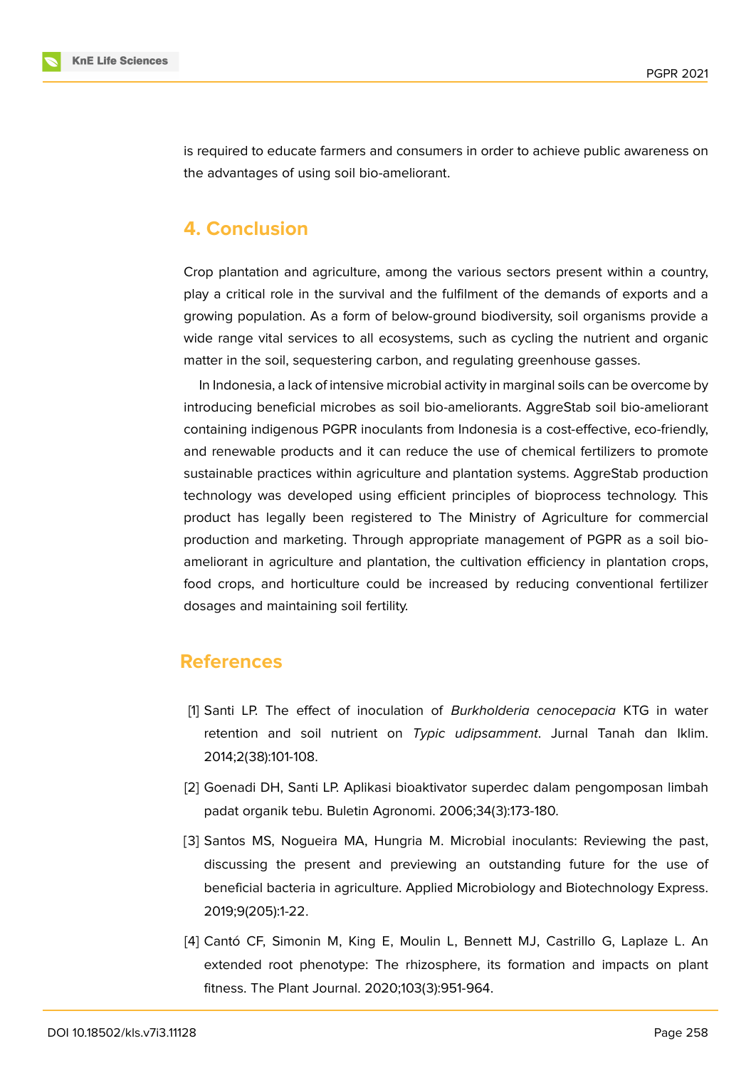is required to educate farmers and consumers in order to achieve public awareness on the advantages of using soil bio-ameliorant.

## 4. Conclusion

Crop plantation and agriculture, among the various sectors present within a country, play a critical role in the survival and the fulfilment of the demands of exports and a growing population. As a form of below-ground biodiversity, soil organisms provide a wide range vital services to all ecosystems, such as cycling the nutrient and organic matter in the soil, sequestering carbon, and regulating greenhouse gasses.

In Indonesia, a lack of intensive microbial activity in marginal soils can be overcome by introducing beneficial microbes as soil bio-ameliorants. AggreStab soil bio-ameliorant containing indigenous PGPR inoculants from Indonesia is a cost-effective, eco-friendly, and renewable products and it can reduce the use of chemical fertilizers to promote sustainable practices within agriculture and plantation systems. AggreStab production technology was developed using efficient principles of bioprocess technology. This product has legally been registered to The Ministry of Agriculture for commercial production and marketing. Through appropriate management of PGPR as a soil bio-ameliorant in agriculture and plantation, the cultivation efficiency in plantation crops, food crops, and horticulture could be increased by reducing conventional fertilizer dosages and maintaining soil fertility.

## References

[1] Santi LP. The effect of inoculation of *Burkholderia cenocepacia* KTG in water retention and soil nutrient on *Typic udipsamment*. Jurnal Tanah dan Iklim. 2014;2(38):101-108.

[2] Goenadi DH, Santi LP. Aplikasi bioaktivator superdec dalam pengomposan limbah padat organik tebu. Buletin Agronomi. 2006;34(3):173-180.

[3] Santos MS, Nogueira MA, Hungria M. Microbial inoculants: Reviewing the past, discussing the present and previewing an outstanding future for the use of beneficial bacteria in agriculture. Applied Microbiology and Biotechnology Express. 2019;9(205):1-22.

[4] Cantó CF, Simonin M, King E, Moulin L, Bennett MJ, Castrillo G, Laplaze L. An extended root phenotype: The rhizosphere, its formation and impacts on plant fitness. The Plant Journal. 2020;103(3):951-964.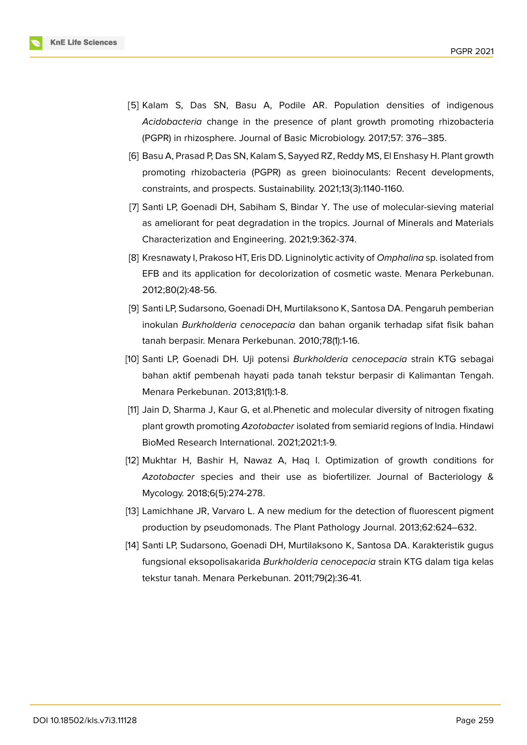[5] Kalam S, Das SN, Basu A, Podile AR. Population densities of indigenous *Acidobacteria* change in the presence of plant growth promoting rhizobacteria (PGPR) in rhizosphere. Journal of Basic Microbiology. 2017;57: 376–385.

[6] Basu A, Prasad P, Das SN, Kalam S, Sayyed RZ, Reddy MS, El Enshasy H. Plant growth promoting rhizobacteria (PGPR) as green bioinoculants: Recent developments, constraints, and prospects. Sustainability. 2021;13(3):1140-1160.

[7] Santi LP, Goenadi DH, Sabiham S, Bindar Y. The use of molecular-sieving material as ameliorant for peat degradation in the tropics. Journal of Minerals and Materials Characterization and Engineering. 2021;9:362-374.

[8] Kresnawaty I, Prakoso HT, Eris DD. Ligninolytic activity of *Omphalina* sp. isolated from EFB and its application for decolorization of cosmetic waste. Menara Perkebunan. 2012;80(2):48-56.

[9] Santi LP, Sudarsono, Goenadi DH, Murtilaksono K, Santosa DA. Pengaruh pemberian inokulan *Burkholderia cenocepacia* dan bahan organik terhadap sifat fisik bahan tanah berpasir. Menara Perkebunan. 2010;78(1):1-16.

[10] Santi LP, Goenadi DH. Uji potensi *Burkholderia cenocepacia* strain KTG sebagai bahan aktif pembenah hayati pada tanah tekstur berpasir di Kalimantan Tengah. Menara Perkebunan. 2013;81(1):1-8.

[11] Jain D, Sharma J, Kaur G, et al.Phenetic and molecular diversity of nitrogen fixating plant growth promoting *Azotobacter* isolated from semiarid regions of India. Hindawi BioMed Research International. 2021;2021:1-9.

[12] Mukhtar H, Bashir H, Nawaz A, Haq I. Optimization of growth conditions for *Azotobacter* species and their use as biofertilizer. Journal of Bacteriology & Mycology. 2018;6(5):274-278.

[13] Lamichhane JR, Varvaro L. A new medium for the detection of fluorescent pigment production by pseudomonads. The Plant Pathology Journal. 2013;62:624–632.

[14] Santi LP, Sudarsono, Goenadi DH, Murtilaksono K, Santosa DA. Karakteristik gugus fungsional eksopolisakarida *Burkholderia cenocepacia* strain KTG dalam tiga kelas tekstur tanah. Menara Perkebunan. 2011;79(2):36-41.